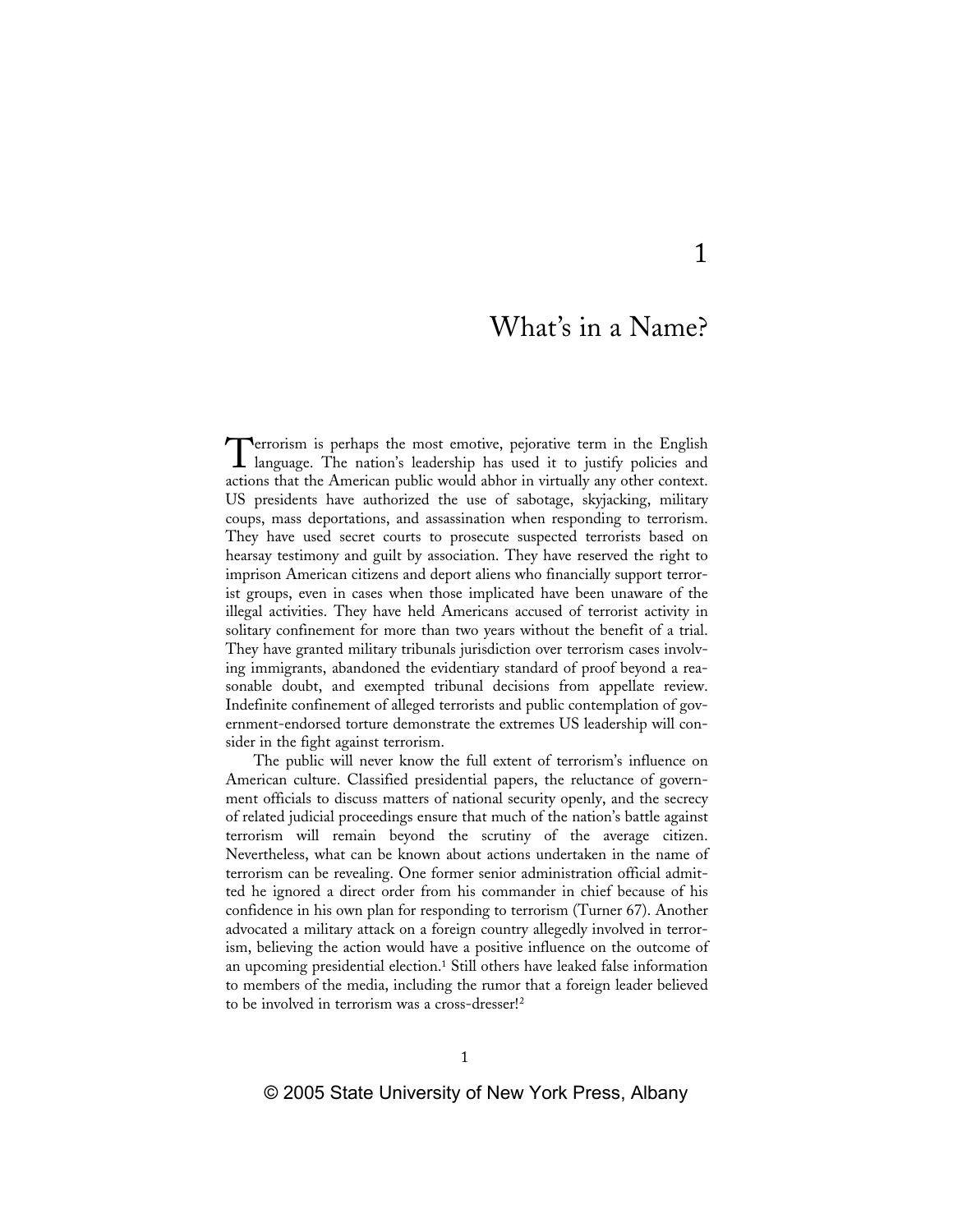# 1

# What's in a Name?

Terrorism is perhaps the most emotive, pejorative term in the English language. The nation's leadership has used it to justify policies and actions that the American public would abhor in virtually any other context. US presidents have authorized the use of sabotage, skyjacking, military coups, mass deportations, and assassination when responding to terrorism. They have used secret courts to prosecute suspected terrorists based on hearsay testimony and guilt by association. They have reserved the right to imprison American citizens and deport aliens who financially support terrorist groups, even in cases when those implicated have been unaware of the illegal activities. They have held Americans accused of terrorist activity in solitary confinement for more than two years without the benefit of a trial. They have granted military tribunals jurisdiction over terrorism cases involving immigrants, abandoned the evidentiary standard of proof beyond a reasonable doubt, and exempted tribunal decisions from appellate review. Indefinite confinement of alleged terrorists and public contemplation of government-endorsed torture demonstrate the extremes US leadership will consider in the fight against terrorism.

The public will never know the full extent of terrorism's influence on American culture. Classified presidential papers, the reluctance of government officials to discuss matters of national security openly, and the secrecy of related judicial proceedings ensure that much of the nation's battle against terrorism will remain beyond the scrutiny of the average citizen. Nevertheless, what can be known about actions undertaken in the name of terrorism can be revealing. One former senior administration official admitted he ignored a direct order from his commander in chief because of his confidence in his own plan for responding to terrorism (Turner 67). Another advocated a military attack on a foreign country allegedly involved in terrorism, believing the action would have a positive influence on the outcome of an upcoming presidential election.[1] Still others have leaked false information to members of the media, including the rumor that a foreign leader believed to be involved in terrorism was a cross-dresser![2]

© 2005 State University of New York Press, Albany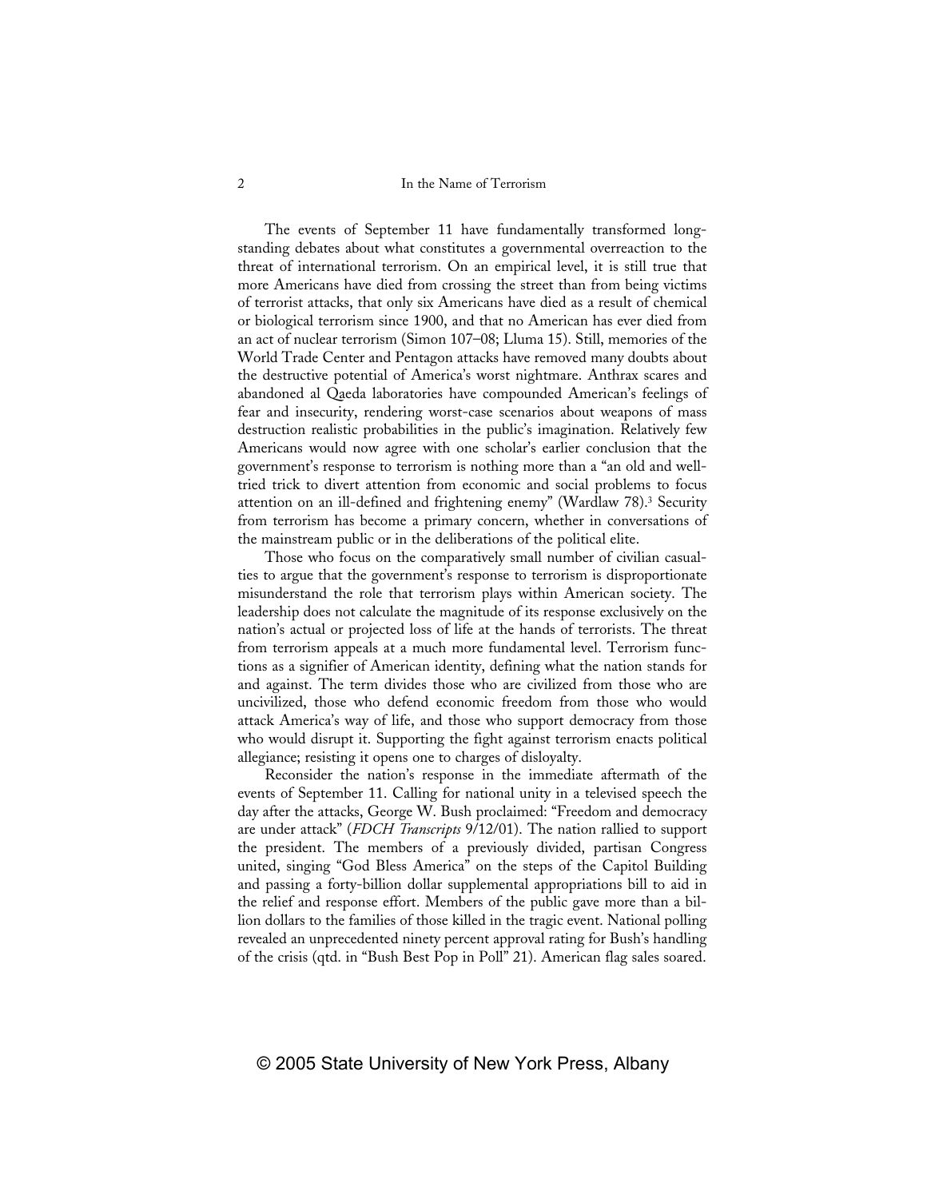The events of September 11 have fundamentally transformed long-standing debates about what constitutes a governmental overreaction to the threat of international terrorism. On an empirical level, it is still true that more Americans have died from crossing the street than from being victims of terrorist attacks, that only six Americans have died as a result of chemical or biological terrorism since 1900, and that no American has ever died from an act of nuclear terrorism (Simon 107–08; Lluma 15). Still, memories of the World Trade Center and Pentagon attacks have removed many doubts about the destructive potential of America's worst nightmare. Anthrax scares and abandoned al Qaeda laboratories have compounded American's feelings of fear and insecurity, rendering worst-case scenarios about weapons of mass destruction realistic probabilities in the public's imagination. Relatively few Americans would now agree with one scholar's earlier conclusion that the government's response to terrorism is nothing more than a "an old and well-tried trick to divert attention from economic and social problems to focus attention on an ill-defined and frightening enemy" (Wardlaw 78).[3] Security from terrorism has become a primary concern, whether in conversations of the mainstream public or in the deliberations of the political elite.

Those who focus on the comparatively small number of civilian casualties to argue that the government's response to terrorism is disproportionate misunderstand the role that terrorism plays within American society. The leadership does not calculate the magnitude of its response exclusively on the nation's actual or projected loss of life at the hands of terrorists. The threat from terrorism appeals at a much more fundamental level. Terrorism functions as a signifier of American identity, defining what the nation stands for and against. The term divides those who are civilized from those who are uncivilized, those who defend economic freedom from those who would attack America's way of life, and those who support democracy from those who would disrupt it. Supporting the fight against terrorism enacts political allegiance; resisting it opens one to charges of disloyalty.

Reconsider the nation's response in the immediate aftermath of the events of September 11. Calling for national unity in a televised speech the day after the attacks, George W. Bush proclaimed: "Freedom and democracy are under attack" (*FDCH Transcripts* 9/12/01). The nation rallied to support the president. The members of a previously divided, partisan Congress united, singing "God Bless America" on the steps of the Capitol Building and passing a forty-billion dollar supplemental appropriations bill to aid in the relief and response effort. Members of the public gave more than a billion dollars to the families of those killed in the tragic event. National polling revealed an unprecedented ninety percent approval rating for Bush's handling of the crisis (qtd. in "Bush Best Pop in Poll" 21). American flag sales soared.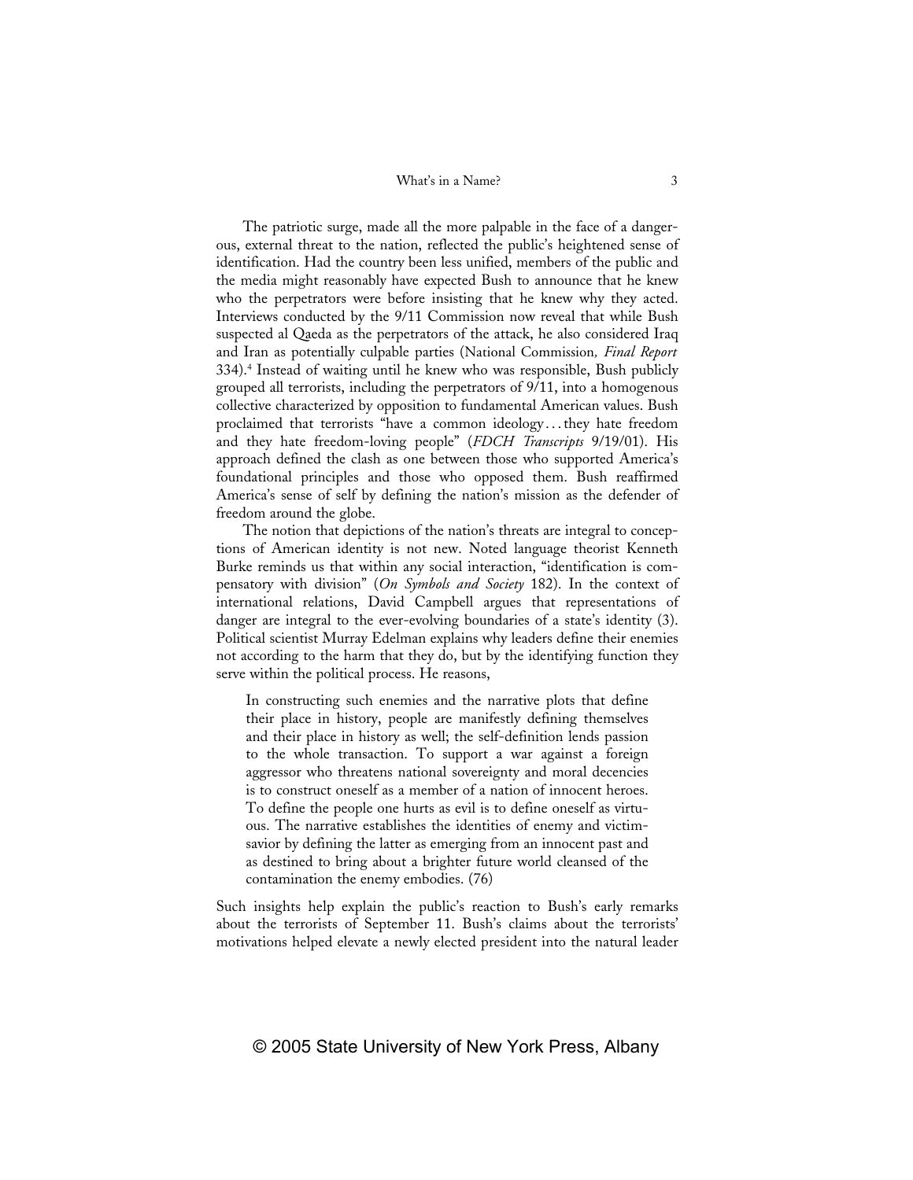The patriotic surge, made all the more palpable in the face of a dangerous, external threat to the nation, reflected the public's heightened sense of identification. Had the country been less unified, members of the public and the media might reasonably have expected Bush to announce that he knew who the perpetrators were before insisting that he knew why they acted. Interviews conducted by the 9/11 Commission now reveal that while Bush suspected al Qaeda as the perpetrators of the attack, he also considered Iraq and Iran as potentially culpable parties (National Commission, *Final Report* 334).[4] Instead of waiting until he knew who was responsible, Bush publicly grouped all terrorists, including the perpetrators of 9/11, into a homogenous collective characterized by opposition to fundamental American values. Bush proclaimed that terrorists "have a common ideology . . . they hate freedom and they hate freedom-loving people" (*FDCH Transcripts* 9/19/01). His approach defined the clash as one between those who supported America's foundational principles and those who opposed them. Bush reaffirmed America's sense of self by defining the nation's mission as the defender of freedom around the globe.

The notion that depictions of the nation's threats are integral to conceptions of American identity is not new. Noted language theorist Kenneth Burke reminds us that within any social interaction, "identification is compensatory with division" (*On Symbols and Society* 182). In the context of international relations, David Campbell argues that representations of danger are integral to the ever-evolving boundaries of a state's identity (3). Political scientist Murray Edelman explains why leaders define their enemies not according to the harm that they do, but by the identifying function they serve within the political process. He reasons,

> In constructing such enemies and the narrative plots that define their place in history, people are manifestly defining themselves and their place in history as well; the self-definition lends passion to the whole transaction. To support a war against a foreign aggressor who threatens national sovereignty and moral decencies is to construct oneself as a member of a nation of innocent heroes. To define the people one hurts as evil is to define oneself as virtuous. The narrative establishes the identities of enemy and victim-savior by defining the latter as emerging from an innocent past and as destined to bring about a brighter future world cleansed of the contamination the enemy embodies. (76)

Such insights help explain the public's reaction to Bush's early remarks about the terrorists of September 11. Bush's claims about the terrorists' motivations helped elevate a newly elected president into the natural leader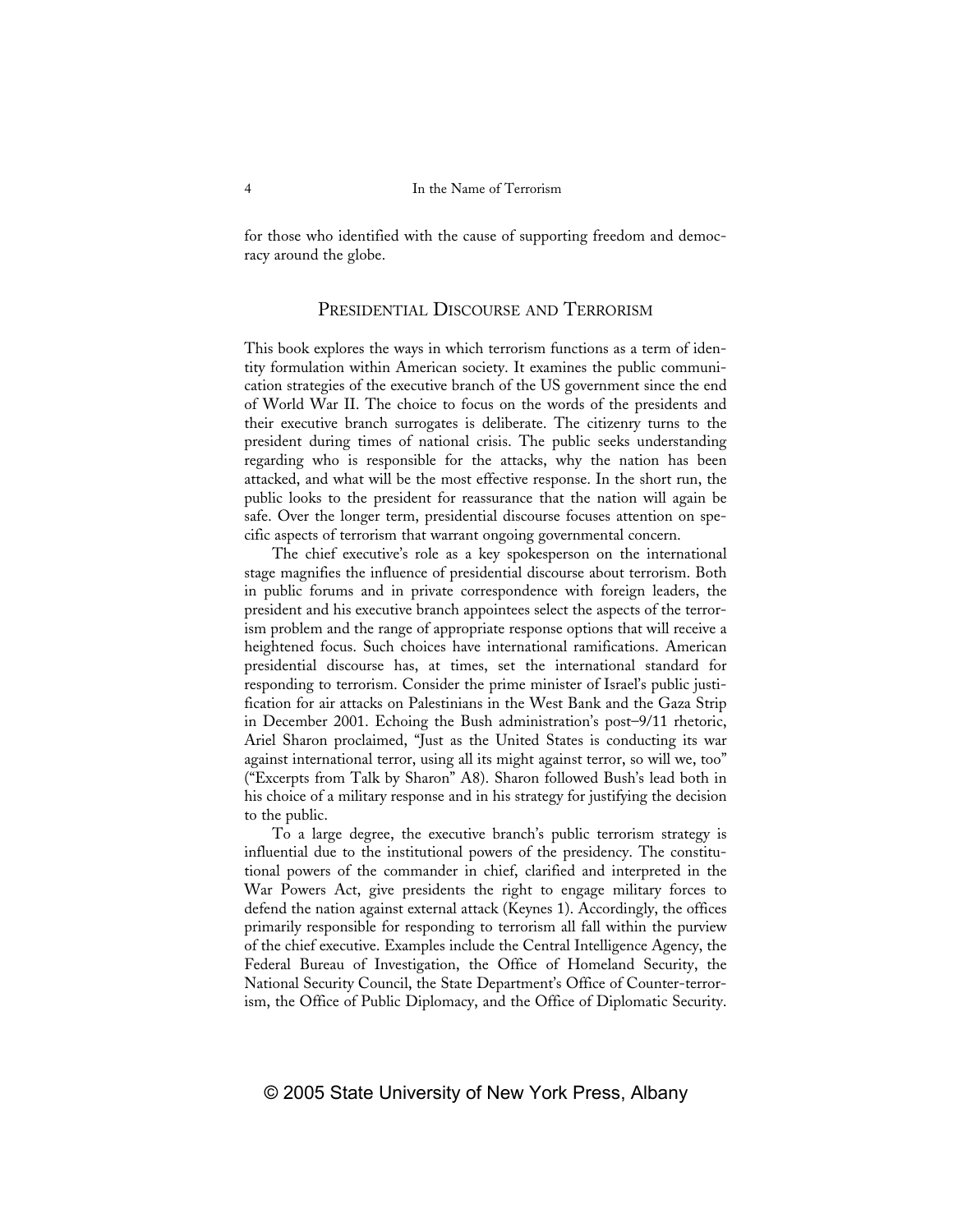for those who identified with the cause of supporting freedom and democracy around the globe.

## Presidential Discourse and Terrorism

This book explores the ways in which terrorism functions as a term of identity formulation within American society. It examines the public communication strategies of the executive branch of the US government since the end of World War II. The choice to focus on the words of the presidents and their executive branch surrogates is deliberate. The citizenry turns to the president during times of national crisis. The public seeks understanding regarding who is responsible for the attacks, why the nation has been attacked, and what will be the most effective response. In the short run, the public looks to the president for reassurance that the nation will again be safe. Over the longer term, presidential discourse focuses attention on specific aspects of terrorism that warrant ongoing governmental concern.

The chief executive's role as a key spokesperson on the international stage magnifies the influence of presidential discourse about terrorism. Both in public forums and in private correspondence with foreign leaders, the president and his executive branch appointees select the aspects of the terrorism problem and the range of appropriate response options that will receive a heightened focus. Such choices have international ramifications. American presidential discourse has, at times, set the international standard for responding to terrorism. Consider the prime minister of Israel's public justification for air attacks on Palestinians in the West Bank and the Gaza Strip in December 2001. Echoing the Bush administration's post–9/11 rhetoric, Ariel Sharon proclaimed, "Just as the United States is conducting its war against international terror, using all its might against terror, so will we, too" ("Excerpts from Talk by Sharon" A8). Sharon followed Bush's lead both in his choice of a military response and in his strategy for justifying the decision to the public.

To a large degree, the executive branch's public terrorism strategy is influential due to the institutional powers of the presidency. The constitutional powers of the commander in chief, clarified and interpreted in the War Powers Act, give presidents the right to engage military forces to defend the nation against external attack (Keynes 1). Accordingly, the offices primarily responsible for responding to terrorism all fall within the purview of the chief executive. Examples include the Central Intelligence Agency, the Federal Bureau of Investigation, the Office of Homeland Security, the National Security Council, the State Department's Office of Counter-terrorism, the Office of Public Diplomacy, and the Office of Diplomatic Security.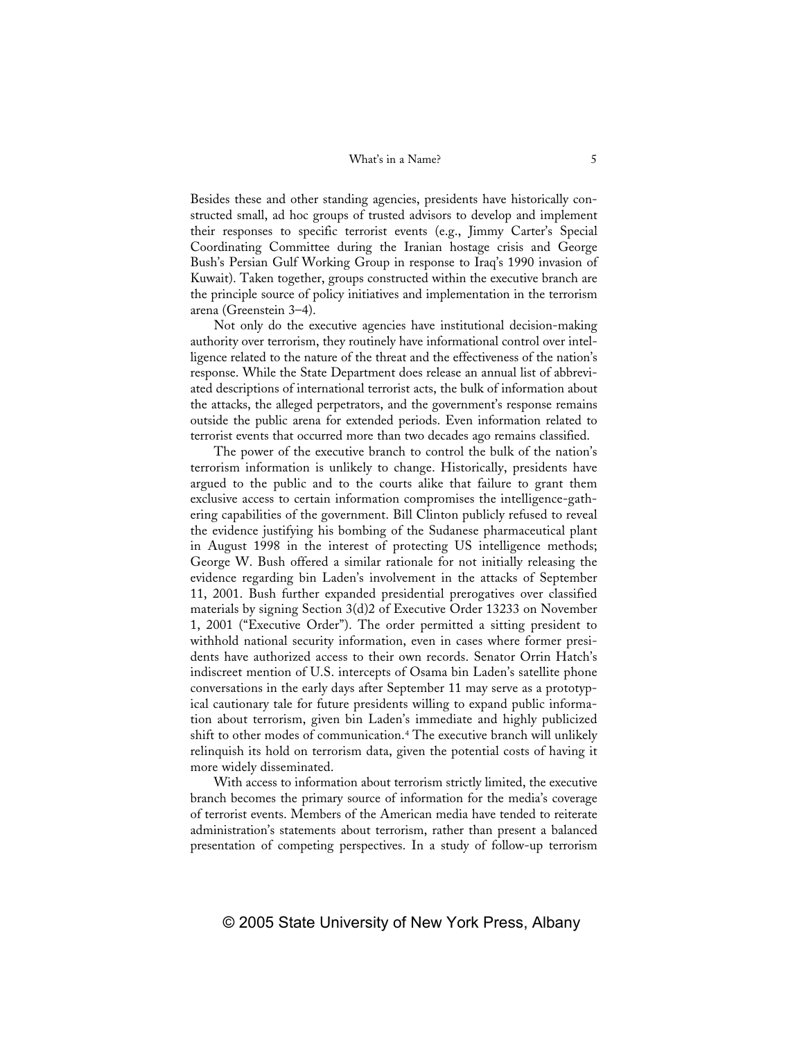Besides these and other standing agencies, presidents have historically constructed small, ad hoc groups of trusted advisors to develop and implement their responses to specific terrorist events (e.g., Jimmy Carter's Special Coordinating Committee during the Iranian hostage crisis and George Bush's Persian Gulf Working Group in response to Iraq's 1990 invasion of Kuwait). Taken together, groups constructed within the executive branch are the principle source of policy initiatives and implementation in the terrorism arena (Greenstein 3–4).

Not only do the executive agencies have institutional decision-making authority over terrorism, they routinely have informational control over intelligence related to the nature of the threat and the effectiveness of the nation's response. While the State Department does release an annual list of abbreviated descriptions of international terrorist acts, the bulk of information about the attacks, the alleged perpetrators, and the government's response remains outside the public arena for extended periods. Even information related to terrorist events that occurred more than two decades ago remains classified.

The power of the executive branch to control the bulk of the nation's terrorism information is unlikely to change. Historically, presidents have argued to the public and to the courts alike that failure to grant them exclusive access to certain information compromises the intelligence-gathering capabilities of the government. Bill Clinton publicly refused to reveal the evidence justifying his bombing of the Sudanese pharmaceutical plant in August 1998 in the interest of protecting US intelligence methods; George W. Bush offered a similar rationale for not initially releasing the evidence regarding bin Laden's involvement in the attacks of September 11, 2001. Bush further expanded presidential prerogatives over classified materials by signing Section 3(d)2 of Executive Order 13233 on November 1, 2001 ("Executive Order"). The order permitted a sitting president to withhold national security information, even in cases where former presidents have authorized access to their own records. Senator Orrin Hatch's indiscreet mention of U.S. intercepts of Osama bin Laden's satellite phone conversations in the early days after September 11 may serve as a prototypical cautionary tale for future presidents willing to expand public information about terrorism, given bin Laden's immediate and highly publicized shift to other modes of communication.[4] The executive branch will unlikely relinquish its hold on terrorism data, given the potential costs of having it more widely disseminated.

With access to information about terrorism strictly limited, the executive branch becomes the primary source of information for the media's coverage of terrorist events. Members of the American media have tended to reiterate administration's statements about terrorism, rather than present a balanced presentation of competing perspectives. In a study of follow-up terrorism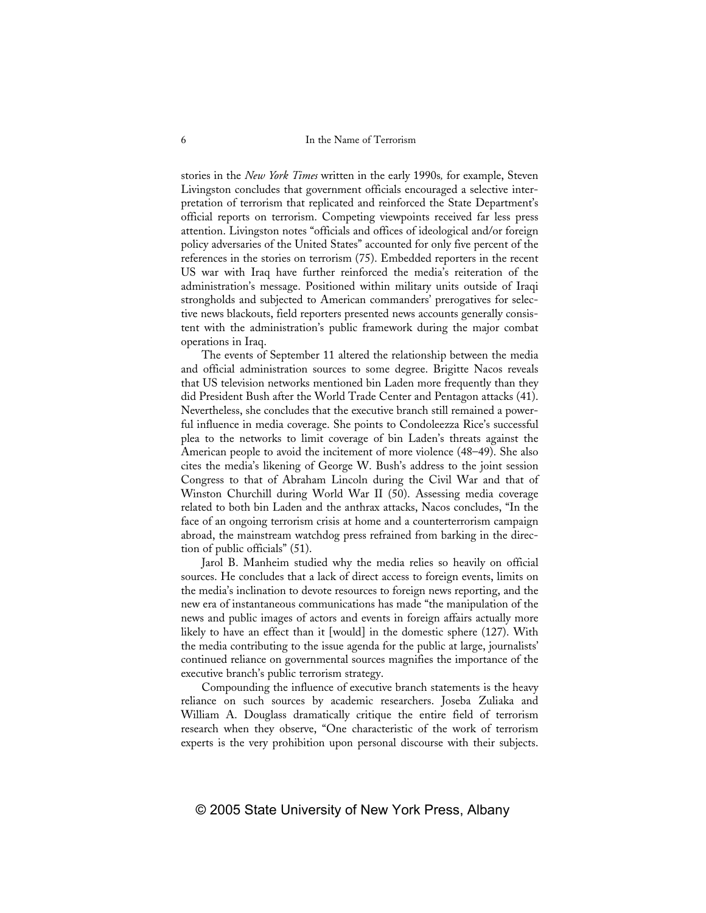stories in the *New York Times* written in the early 1990s, for example, Steven Livingston concludes that government officials encouraged a selective interpretation of terrorism that replicated and reinforced the State Department's official reports on terrorism. Competing viewpoints received far less press attention. Livingston notes "officials and offices of ideological and/or foreign policy adversaries of the United States" accounted for only five percent of the references in the stories on terrorism (75). Embedded reporters in the recent US war with Iraq have further reinforced the media's reiteration of the administration's message. Positioned within military units outside of Iraqi strongholds and subjected to American commanders' prerogatives for selective news blackouts, field reporters presented news accounts generally consistent with the administration's public framework during the major combat operations in Iraq.

The events of September 11 altered the relationship between the media and official administration sources to some degree. Brigitte Nacos reveals that US television networks mentioned bin Laden more frequently than they did President Bush after the World Trade Center and Pentagon attacks (41). Nevertheless, she concludes that the executive branch still remained a powerful influence in media coverage. She points to Condoleezza Rice's successful plea to the networks to limit coverage of bin Laden's threats against the American people to avoid the incitement of more violence (48–49). She also cites the media's likening of George W. Bush's address to the joint session Congress to that of Abraham Lincoln during the Civil War and that of Winston Churchill during World War II (50). Assessing media coverage related to both bin Laden and the anthrax attacks, Nacos concludes, "In the face of an ongoing terrorism crisis at home and a counterterrorism campaign abroad, the mainstream watchdog press refrained from barking in the direction of public officials" (51).

Jarol B. Manheim studied why the media relies so heavily on official sources. He concludes that a lack of direct access to foreign events, limits on the media's inclination to devote resources to foreign news reporting, and the new era of instantaneous communications has made "the manipulation of the news and public images of actors and events in foreign affairs actually more likely to have an effect than it [would] in the domestic sphere (127). With the media contributing to the issue agenda for the public at large, journalists' continued reliance on governmental sources magnifies the importance of the executive branch's public terrorism strategy.

Compounding the influence of executive branch statements is the heavy reliance on such sources by academic researchers. Joseba Zuliaka and William A. Douglass dramatically critique the entire field of terrorism research when they observe, "One characteristic of the work of terrorism experts is the very prohibition upon personal discourse with their subjects.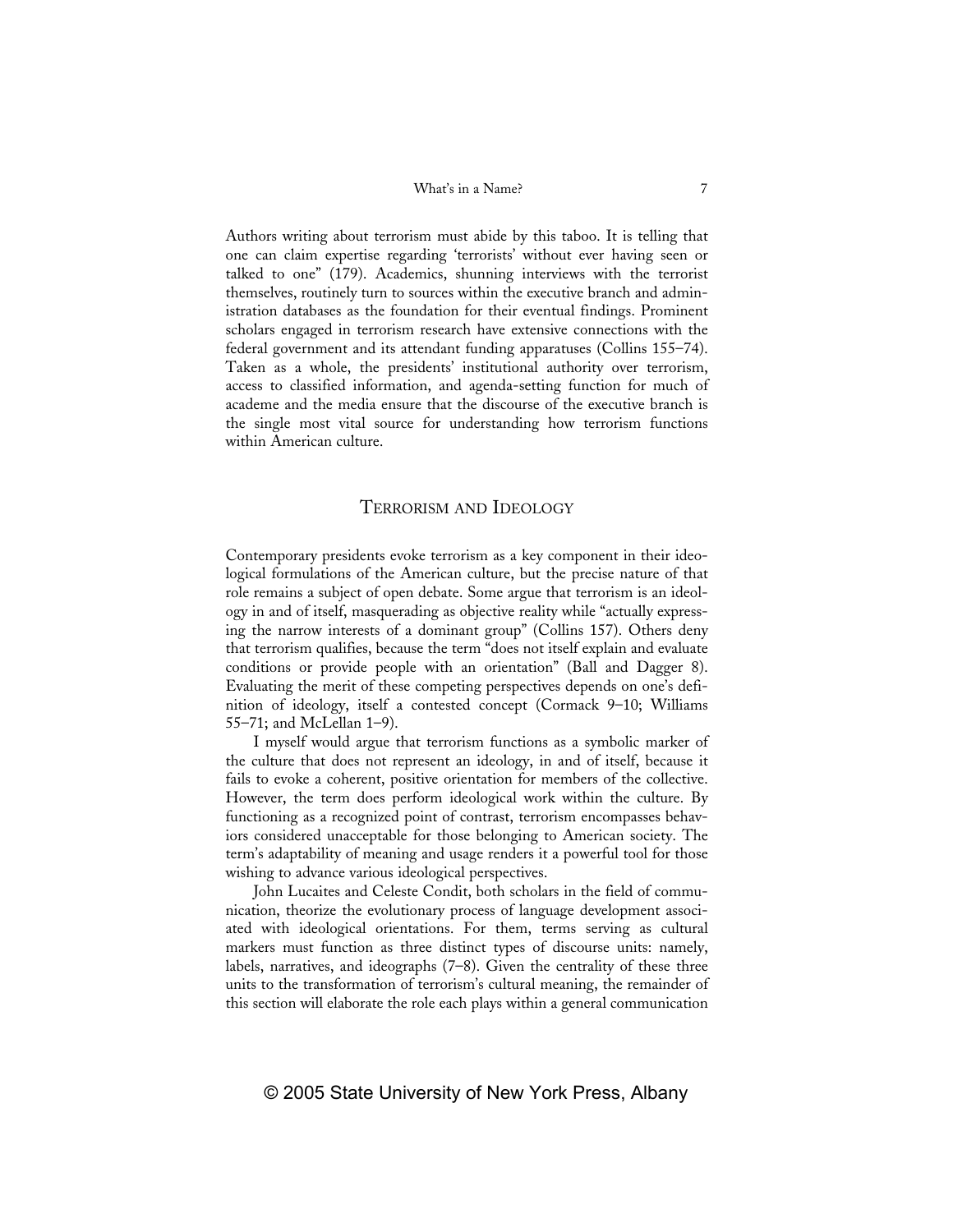Authors writing about terrorism must abide by this taboo. It is telling that one can claim expertise regarding 'terrorists' without ever having seen or talked to one" (179). Academics, shunning interviews with the terrorist themselves, routinely turn to sources within the executive branch and administration databases as the foundation for their eventual findings. Prominent scholars engaged in terrorism research have extensive connections with the federal government and its attendant funding apparatuses (Collins 155–74). Taken as a whole, the presidents' institutional authority over terrorism, access to classified information, and agenda-setting function for much of academe and the media ensure that the discourse of the executive branch is the single most vital source for understanding how terrorism functions within American culture.

## TERRORISM AND IDEOLOGY

Contemporary presidents evoke terrorism as a key component in their ideological formulations of the American culture, but the precise nature of that role remains a subject of open debate. Some argue that terrorism is an ideology in and of itself, masquerading as objective reality while "actually expressing the narrow interests of a dominant group" (Collins 157). Others deny that terrorism qualifies, because the term "does not itself explain and evaluate conditions or provide people with an orientation" (Ball and Dagger 8). Evaluating the merit of these competing perspectives depends on one's definition of ideology, itself a contested concept (Cormack 9–10; Williams 55–71; and McLellan 1–9).

I myself would argue that terrorism functions as a symbolic marker of the culture that does not represent an ideology, in and of itself, because it fails to evoke a coherent, positive orientation for members of the collective. However, the term does perform ideological work within the culture. By functioning as a recognized point of contrast, terrorism encompasses behaviors considered unacceptable for those belonging to American society. The term's adaptability of meaning and usage renders it a powerful tool for those wishing to advance various ideological perspectives.

John Lucaites and Celeste Condit, both scholars in the field of communication, theorize the evolutionary process of language development associated with ideological orientations. For them, terms serving as cultural markers must function as three distinct types of discourse units: namely, labels, narratives, and ideographs (7–8). Given the centrality of these three units to the transformation of terrorism's cultural meaning, the remainder of this section will elaborate the role each plays within a general communication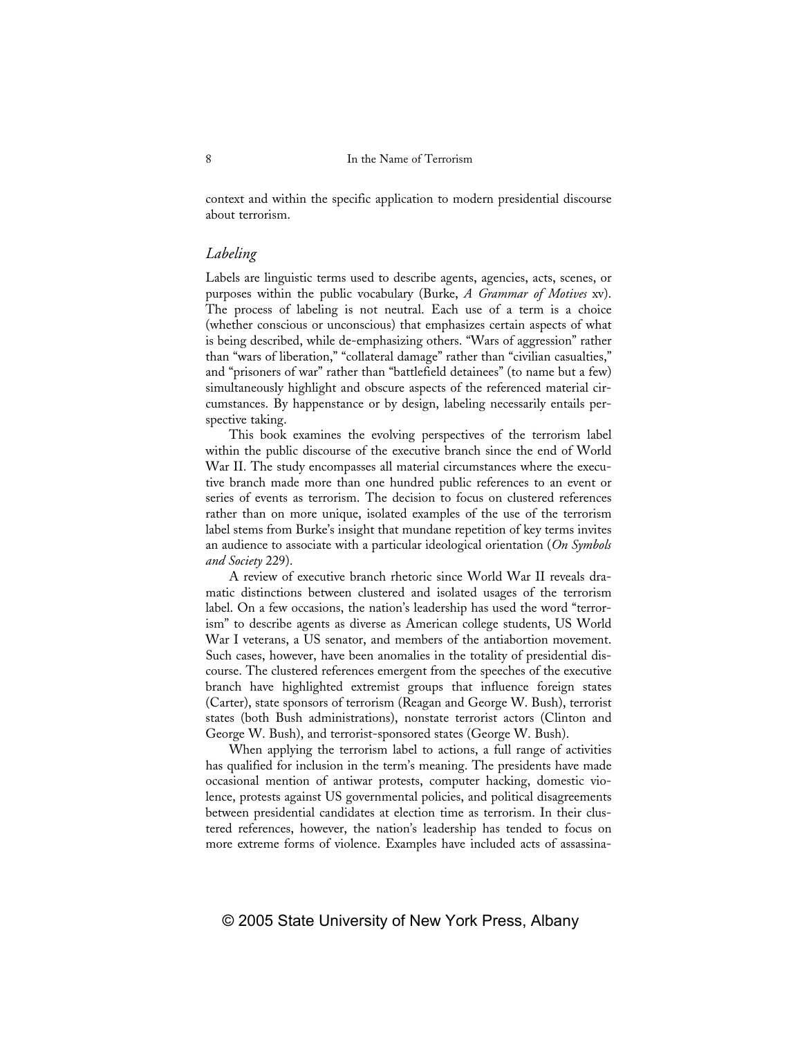context and within the specific application to modern presidential discourse about terrorism.

## *Labeling*

Labels are linguistic terms used to describe agents, agencies, acts, scenes, or purposes within the public vocabulary (Burke, *A Grammar of Motives* xv). The process of labeling is not neutral. Each use of a term is a choice (whether conscious or unconscious) that emphasizes certain aspects of what is being described, while de-emphasizing others. "Wars of aggression" rather than "wars of liberation," "collateral damage" rather than "civilian casualties," and "prisoners of war" rather than "battlefield detainees" (to name but a few) simultaneously highlight and obscure aspects of the referenced material circumstances. By happenstance or by design, labeling necessarily entails perspective taking.

This book examines the evolving perspectives of the terrorism label within the public discourse of the executive branch since the end of World War II. The study encompasses all material circumstances where the executive branch made more than one hundred public references to an event or series of events as terrorism. The decision to focus on clustered references rather than on more unique, isolated examples of the use of the terrorism label stems from Burke's insight that mundane repetition of key terms invites an audience to associate with a particular ideological orientation (*On Symbols and Society* 229).

A review of executive branch rhetoric since World War II reveals dramatic distinctions between clustered and isolated usages of the terrorism label. On a few occasions, the nation's leadership has used the word "terrorism" to describe agents as diverse as American college students, US World War I veterans, a US senator, and members of the antiabortion movement. Such cases, however, have been anomalies in the totality of presidential discourse. The clustered references emergent from the speeches of the executive branch have highlighted extremist groups that influence foreign states (Carter), state sponsors of terrorism (Reagan and George W. Bush), terrorist states (both Bush administrations), nonstate terrorist actors (Clinton and George W. Bush), and terrorist-sponsored states (George W. Bush).

When applying the terrorism label to actions, a full range of activities has qualified for inclusion in the term's meaning. The presidents have made occasional mention of antiwar protests, computer hacking, domestic violence, protests against US governmental policies, and political disagreements between presidential candidates at election time as terrorism. In their clustered references, however, the nation's leadership has tended to focus on more extreme forms of violence. Examples have included acts of assassina-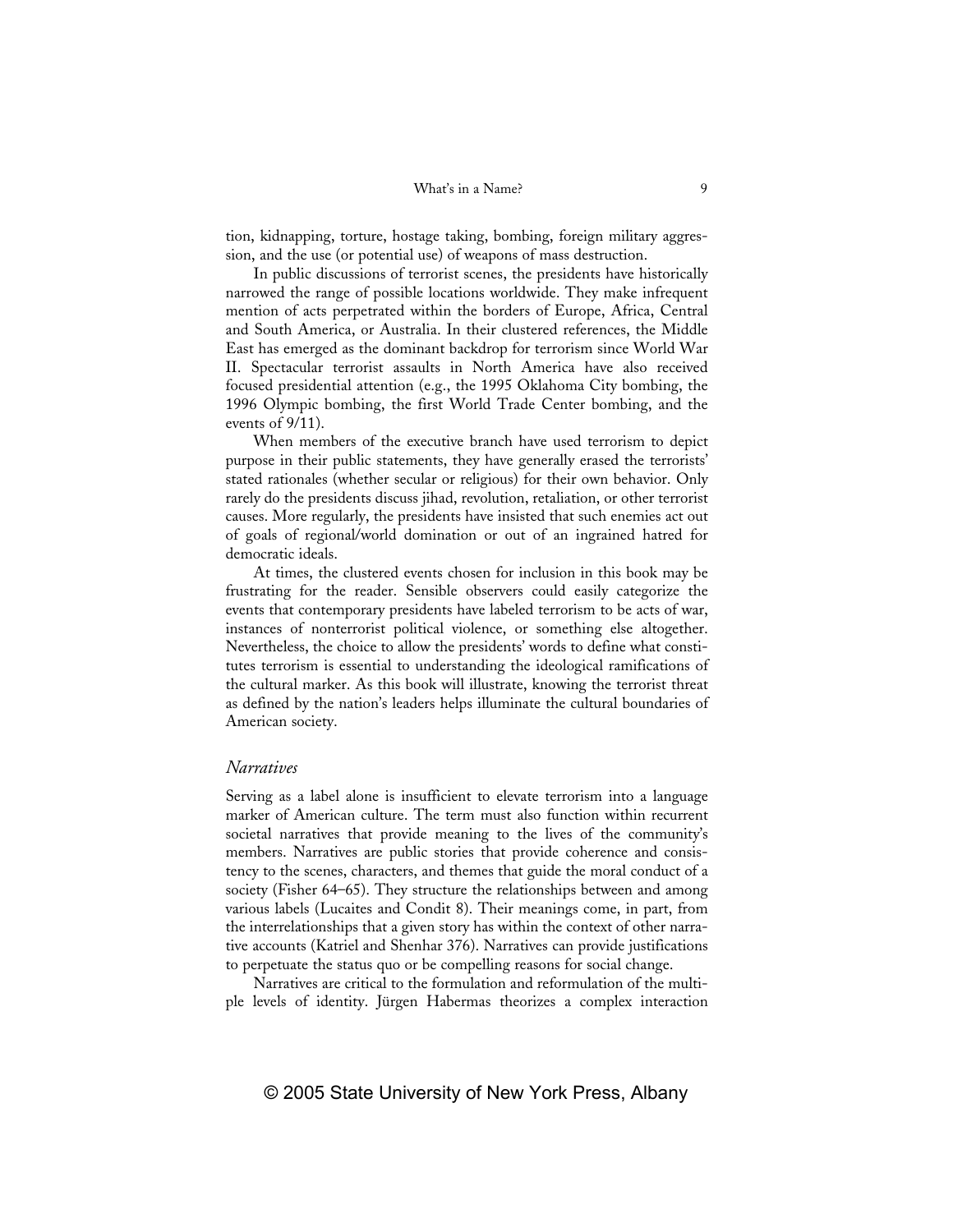tion, kidnapping, torture, hostage taking, bombing, foreign military aggression, and the use (or potential use) of weapons of mass destruction.

In public discussions of terrorist scenes, the presidents have historically narrowed the range of possible locations worldwide. They make infrequent mention of acts perpetrated within the borders of Europe, Africa, Central and South America, or Australia. In their clustered references, the Middle East has emerged as the dominant backdrop for terrorism since World War II. Spectacular terrorist assaults in North America have also received focused presidential attention (e.g., the 1995 Oklahoma City bombing, the 1996 Olympic bombing, the first World Trade Center bombing, and the events of 9/11).

When members of the executive branch have used terrorism to depict purpose in their public statements, they have generally erased the terrorists' stated rationales (whether secular or religious) for their own behavior. Only rarely do the presidents discuss jihad, revolution, retaliation, or other terrorist causes. More regularly, the presidents have insisted that such enemies act out of goals of regional/world domination or out of an ingrained hatred for democratic ideals.

At times, the clustered events chosen for inclusion in this book may be frustrating for the reader. Sensible observers could easily categorize the events that contemporary presidents have labeled terrorism to be acts of war, instances of nonterrorist political violence, or something else altogether. Nevertheless, the choice to allow the presidents' words to define what constitutes terrorism is essential to understanding the ideological ramifications of the cultural marker. As this book will illustrate, knowing the terrorist threat as defined by the nation's leaders helps illuminate the cultural boundaries of American society.

### *Narratives*

Serving as a label alone is insufficient to elevate terrorism into a language marker of American culture. The term must also function within recurrent societal narratives that provide meaning to the lives of the community's members. Narratives are public stories that provide coherence and consistency to the scenes, characters, and themes that guide the moral conduct of a society (Fisher 64–65). They structure the relationships between and among various labels (Lucaites and Condit 8). Their meanings come, in part, from the interrelationships that a given story has within the context of other narrative accounts (Katriel and Shenhar 376). Narratives can provide justifications to perpetuate the status quo or be compelling reasons for social change.

Narratives are critical to the formulation and reformulation of the multiple levels of identity. Jürgen Habermas theorizes a complex interaction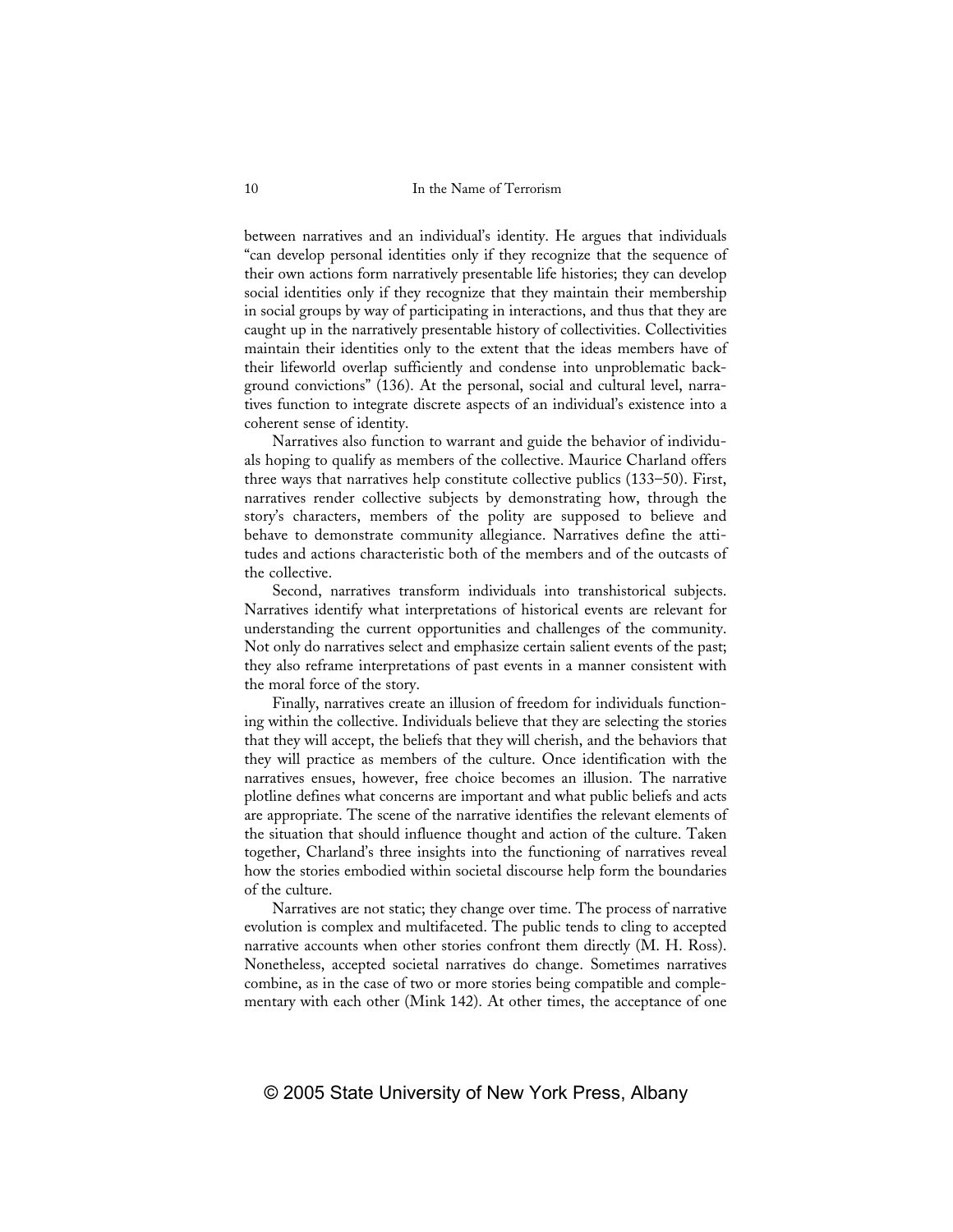between narratives and an individual's identity. He argues that individuals "can develop personal identities only if they recognize that the sequence of their own actions form narratively presentable life histories; they can develop social identities only if they recognize that they maintain their membership in social groups by way of participating in interactions, and thus that they are caught up in the narratively presentable history of collectivities. Collectivities maintain their identities only to the extent that the ideas members have of their lifeworld overlap sufficiently and condense into unproblematic background convictions" (136). At the personal, social and cultural level, narratives function to integrate discrete aspects of an individual's existence into a coherent sense of identity.

Narratives also function to warrant and guide the behavior of individuals hoping to qualify as members of the collective. Maurice Charland offers three ways that narratives help constitute collective publics (133–50). First, narratives render collective subjects by demonstrating how, through the story's characters, members of the polity are supposed to believe and behave to demonstrate community allegiance. Narratives define the attitudes and actions characteristic both of the members and of the outcasts of the collective.

Second, narratives transform individuals into transhistorical subjects. Narratives identify what interpretations of historical events are relevant for understanding the current opportunities and challenges of the community. Not only do narratives select and emphasize certain salient events of the past; they also reframe interpretations of past events in a manner consistent with the moral force of the story.

Finally, narratives create an illusion of freedom for individuals functioning within the collective. Individuals believe that they are selecting the stories that they will accept, the beliefs that they will cherish, and the behaviors that they will practice as members of the culture. Once identification with the narratives ensues, however, free choice becomes an illusion. The narrative plotline defines what concerns are important and what public beliefs and acts are appropriate. The scene of the narrative identifies the relevant elements of the situation that should influence thought and action of the culture. Taken together, Charland's three insights into the functioning of narratives reveal how the stories embodied within societal discourse help form the boundaries of the culture.

Narratives are not static; they change over time. The process of narrative evolution is complex and multifaceted. The public tends to cling to accepted narrative accounts when other stories confront them directly (M. H. Ross). Nonetheless, accepted societal narratives do change. Sometimes narratives combine, as in the case of two or more stories being compatible and complementary with each other (Mink 142). At other times, the acceptance of one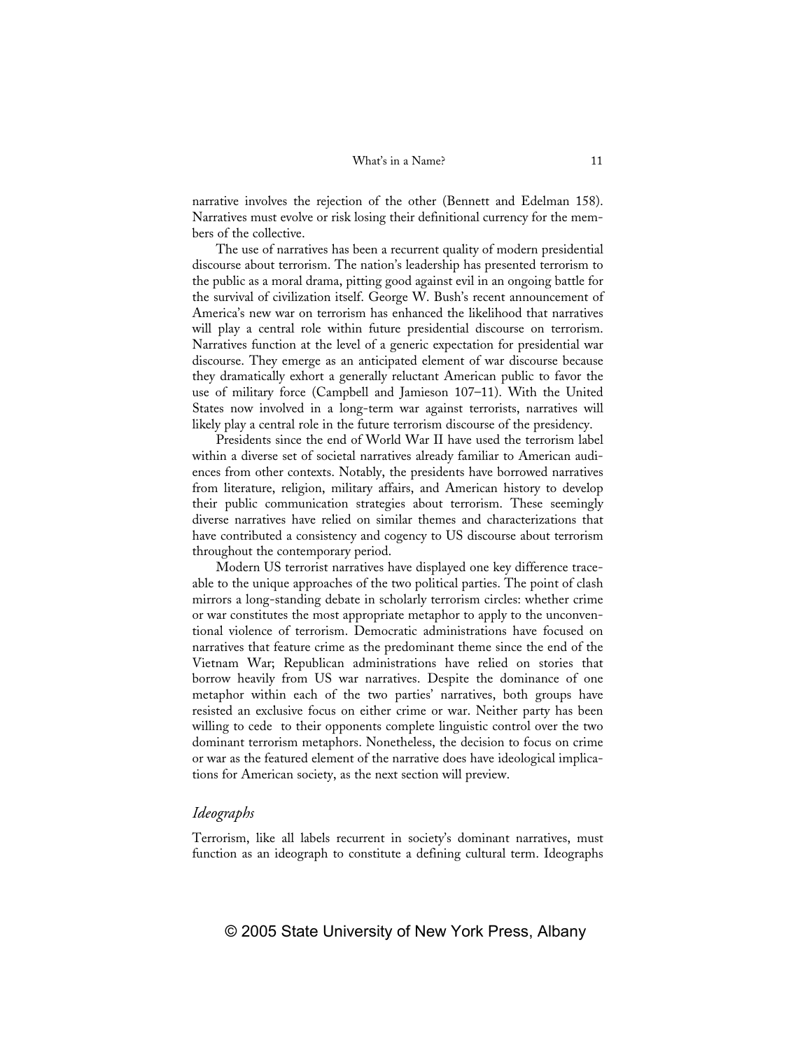narrative involves the rejection of the other (Bennett and Edelman 158). Narratives must evolve or risk losing their definitional currency for the members of the collective.

The use of narratives has been a recurrent quality of modern presidential discourse about terrorism. The nation's leadership has presented terrorism to the public as a moral drama, pitting good against evil in an ongoing battle for the survival of civilization itself. George W. Bush's recent announcement of America's new war on terrorism has enhanced the likelihood that narratives will play a central role within future presidential discourse on terrorism. Narratives function at the level of a generic expectation for presidential war discourse. They emerge as an anticipated element of war discourse because they dramatically exhort a generally reluctant American public to favor the use of military force (Campbell and Jamieson 107–11). With the United States now involved in a long-term war against terrorists, narratives will likely play a central role in the future terrorism discourse of the presidency.

Presidents since the end of World War II have used the terrorism label within a diverse set of societal narratives already familiar to American audiences from other contexts. Notably, the presidents have borrowed narratives from literature, religion, military affairs, and American history to develop their public communication strategies about terrorism. These seemingly diverse narratives have relied on similar themes and characterizations that have contributed a consistency and cogency to US discourse about terrorism throughout the contemporary period.

Modern US terrorist narratives have displayed one key difference traceable to the unique approaches of the two political parties. The point of clash mirrors a long-standing debate in scholarly terrorism circles: whether crime or war constitutes the most appropriate metaphor to apply to the unconventional violence of terrorism. Democratic administrations have focused on narratives that feature crime as the predominant theme since the end of the Vietnam War; Republican administrations have relied on stories that borrow heavily from US war narratives. Despite the dominance of one metaphor within each of the two parties' narratives, both groups have resisted an exclusive focus on either crime or war. Neither party has been willing to cede to their opponents complete linguistic control over the two dominant terrorism metaphors. Nonetheless, the decision to focus on crime or war as the featured element of the narrative does have ideological implications for American society, as the next section will preview.

## *Ideographs*

Terrorism, like all labels recurrent in society's dominant narratives, must function as an ideograph to constitute a defining cultural term. Ideographs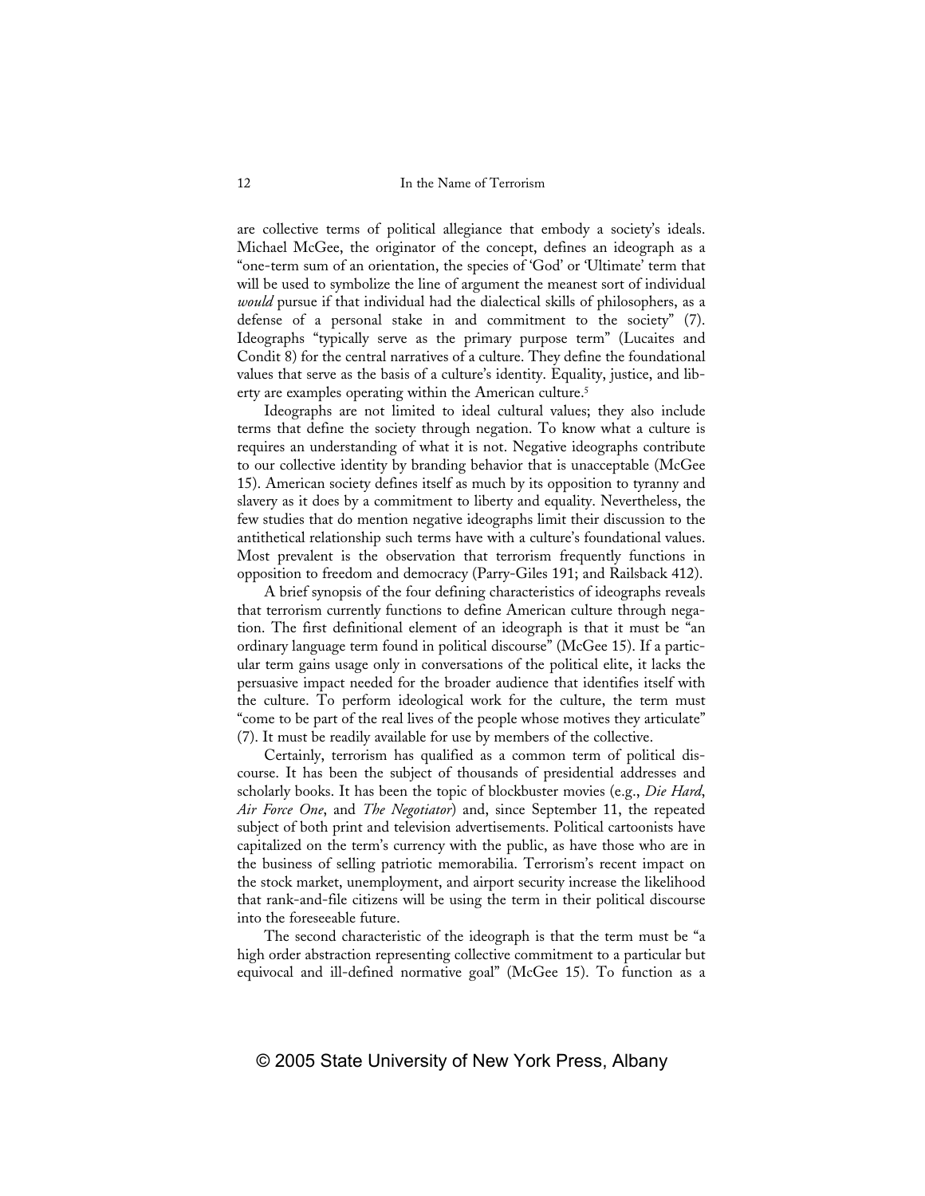are collective terms of political allegiance that embody a society's ideals. Michael McGee, the originator of the concept, defines an ideograph as a "one-term sum of an orientation, the species of 'God' or 'Ultimate' term that will be used to symbolize the line of argument the meanest sort of individual *would* pursue if that individual had the dialectical skills of philosophers, as a defense of a personal stake in and commitment to the society" (7). Ideographs "typically serve as the primary purpose term" (Lucaites and Condit 8) for the central narratives of a culture. They define the foundational values that serve as the basis of a culture's identity. Equality, justice, and liberty are examples operating within the American culture.[5]

Ideographs are not limited to ideal cultural values; they also include terms that define the society through negation. To know what a culture is requires an understanding of what it is not. Negative ideographs contribute to our collective identity by branding behavior that is unacceptable (McGee 15). American society defines itself as much by its opposition to tyranny and slavery as it does by a commitment to liberty and equality. Nevertheless, the few studies that do mention negative ideographs limit their discussion to the antithetical relationship such terms have with a culture's foundational values. Most prevalent is the observation that terrorism frequently functions in opposition to freedom and democracy (Parry-Giles 191; and Railsback 412).

A brief synopsis of the four defining characteristics of ideographs reveals that terrorism currently functions to define American culture through negation. The first definitional element of an ideograph is that it must be "an ordinary language term found in political discourse" (McGee 15). If a particular term gains usage only in conversations of the political elite, it lacks the persuasive impact needed for the broader audience that identifies itself with the culture. To perform ideological work for the culture, the term must "come to be part of the real lives of the people whose motives they articulate" (7). It must be readily available for use by members of the collective.

Certainly, terrorism has qualified as a common term of political discourse. It has been the subject of thousands of presidential addresses and scholarly books. It has been the topic of blockbuster movies (e.g., *Die Hard*, *Air Force One*, and *The Negotiator*) and, since September 11, the repeated subject of both print and television advertisements. Political cartoonists have capitalized on the term's currency with the public, as have those who are in the business of selling patriotic memorabilia. Terrorism's recent impact on the stock market, unemployment, and airport security increase the likelihood that rank-and-file citizens will be using the term in their political discourse into the foreseeable future.

The second characteristic of the ideograph is that the term must be "a high order abstraction representing collective commitment to a particular but equivocal and ill-defined normative goal" (McGee 15). To function as a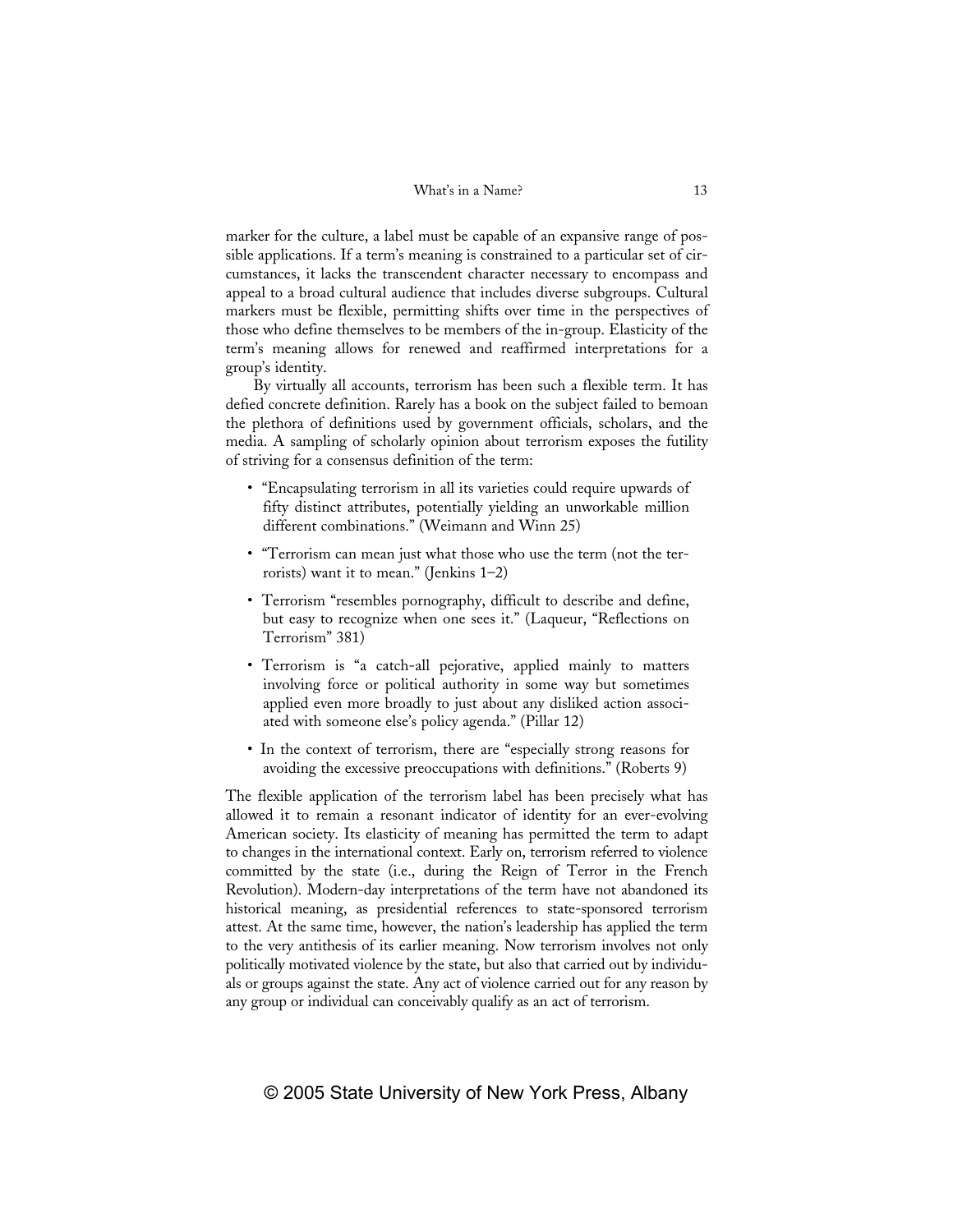marker for the culture, a label must be capable of an expansive range of possible applications. If a term's meaning is constrained to a particular set of circumstances, it lacks the transcendent character necessary to encompass and appeal to a broad cultural audience that includes diverse subgroups. Cultural markers must be flexible, permitting shifts over time in the perspectives of those who define themselves to be members of the in-group. Elasticity of the term's meaning allows for renewed and reaffirmed interpretations for a group's identity.

By virtually all accounts, terrorism has been such a flexible term. It has defied concrete definition. Rarely has a book on the subject failed to bemoan the plethora of definitions used by government officials, scholars, and the media. A sampling of scholarly opinion about terrorism exposes the futility of striving for a consensus definition of the term:

- "Encapsulating terrorism in all its varieties could require upwards of fifty distinct attributes, potentially yielding an unworkable million different combinations." (Weimann and Winn 25)
- "Terrorism can mean just what those who use the term (not the terrorists) want it to mean." (Jenkins 1–2)
- Terrorism "resembles pornography, difficult to describe and define, but easy to recognize when one sees it." (Laqueur, "Reflections on Terrorism" 381)
- Terrorism is "a catch-all pejorative, applied mainly to matters involving force or political authority in some way but sometimes applied even more broadly to just about any disliked action associated with someone else's policy agenda." (Pillar 12)
- In the context of terrorism, there are "especially strong reasons for avoiding the excessive preoccupations with definitions." (Roberts 9)

The flexible application of the terrorism label has been precisely what has allowed it to remain a resonant indicator of identity for an ever-evolving American society. Its elasticity of meaning has permitted the term to adapt to changes in the international context. Early on, terrorism referred to violence committed by the state (i.e., during the Reign of Terror in the French Revolution). Modern-day interpretations of the term have not abandoned its historical meaning, as presidential references to state-sponsored terrorism attest. At the same time, however, the nation's leadership has applied the term to the very antithesis of its earlier meaning. Now terrorism involves not only politically motivated violence by the state, but also that carried out by individuals or groups against the state. Any act of violence carried out for any reason by any group or individual can conceivably qualify as an act of terrorism.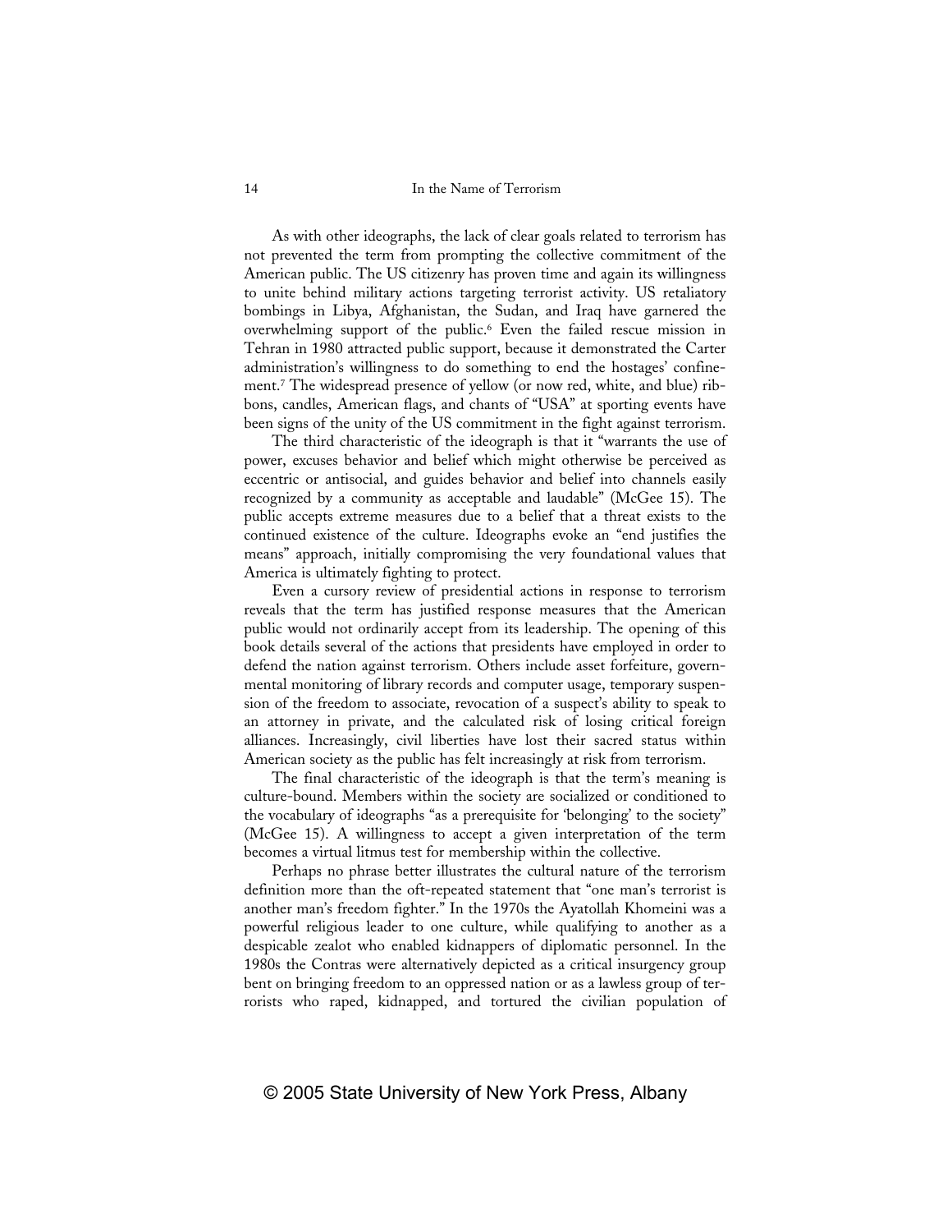As with other ideographs, the lack of clear goals related to terrorism has not prevented the term from prompting the collective commitment of the American public. The US citizenry has proven time and again its willingness to unite behind military actions targeting terrorist activity. US retaliatory bombings in Libya, Afghanistan, the Sudan, and Iraq have garnered the overwhelming support of the public.[6] Even the failed rescue mission in Tehran in 1980 attracted public support, because it demonstrated the Carter administration's willingness to do something to end the hostages' confinement.[7] The widespread presence of yellow (or now red, white, and blue) ribbons, candles, American flags, and chants of "USA" at sporting events have been signs of the unity of the US commitment in the fight against terrorism.

The third characteristic of the ideograph is that it "warrants the use of power, excuses behavior and belief which might otherwise be perceived as eccentric or antisocial, and guides behavior and belief into channels easily recognized by a community as acceptable and laudable" (McGee 15). The public accepts extreme measures due to a belief that a threat exists to the continued existence of the culture. Ideographs evoke an "end justifies the means" approach, initially compromising the very foundational values that America is ultimately fighting to protect.

Even a cursory review of presidential actions in response to terrorism reveals that the term has justified response measures that the American public would not ordinarily accept from its leadership. The opening of this book details several of the actions that presidents have employed in order to defend the nation against terrorism. Others include asset forfeiture, governmental monitoring of library records and computer usage, temporary suspension of the freedom to associate, revocation of a suspect's ability to speak to an attorney in private, and the calculated risk of losing critical foreign alliances. Increasingly, civil liberties have lost their sacred status within American society as the public has felt increasingly at risk from terrorism.

The final characteristic of the ideograph is that the term's meaning is culture-bound. Members within the society are socialized or conditioned to the vocabulary of ideographs "as a prerequisite for 'belonging' to the society" (McGee 15). A willingness to accept a given interpretation of the term becomes a virtual litmus test for membership within the collective.

Perhaps no phrase better illustrates the cultural nature of the terrorism definition more than the oft-repeated statement that "one man's terrorist is another man's freedom fighter." In the 1970s the Ayatollah Khomeini was a powerful religious leader to one culture, while qualifying to another as a despicable zealot who enabled kidnappers of diplomatic personnel. In the 1980s the Contras were alternatively depicted as a critical insurgency group bent on bringing freedom to an oppressed nation or as a lawless group of terrorists who raped, kidnapped, and tortured the civilian population of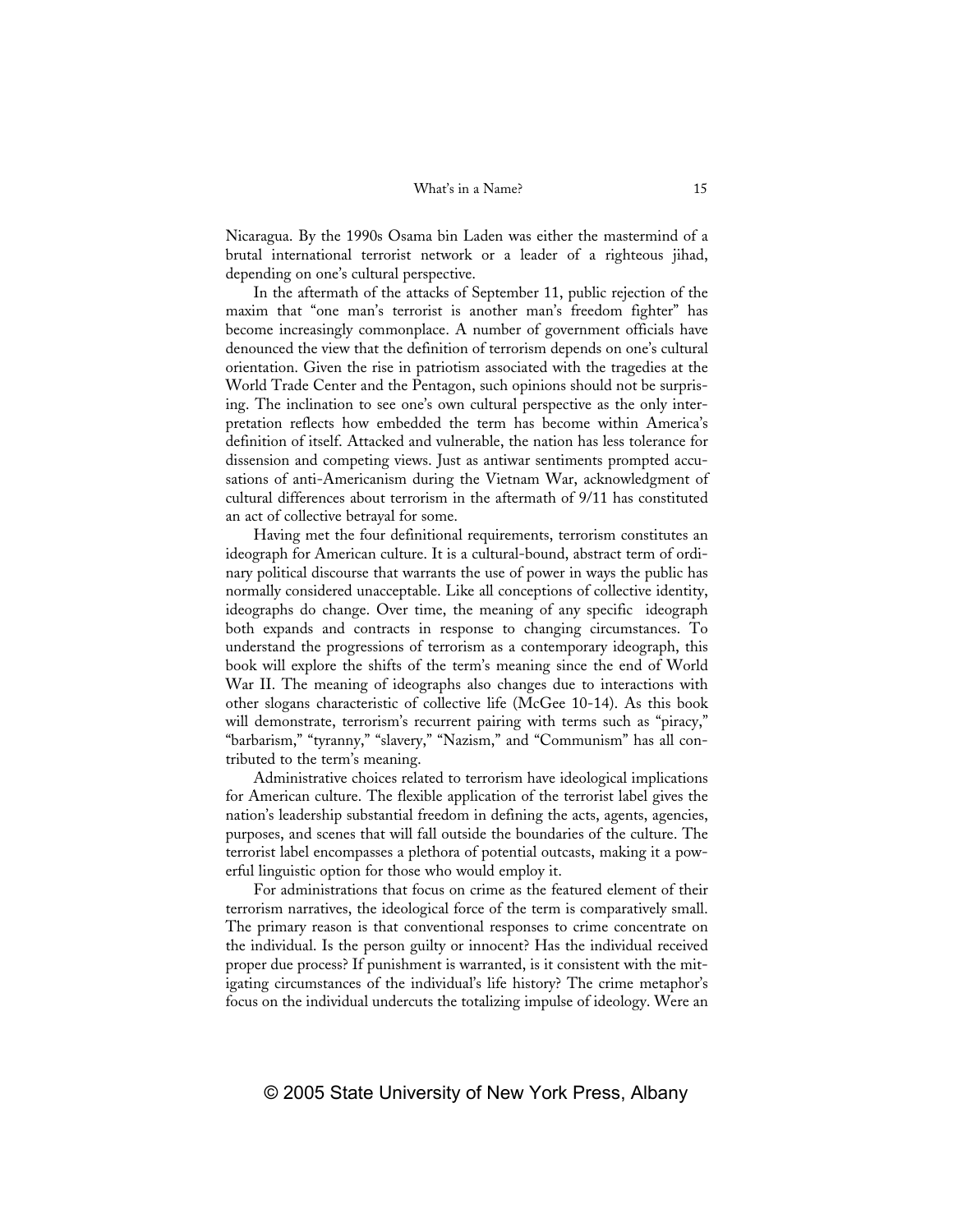Nicaragua. By the 1990s Osama bin Laden was either the mastermind of a brutal international terrorist network or a leader of a righteous jihad, depending on one's cultural perspective.

In the aftermath of the attacks of September 11, public rejection of the maxim that "one man's terrorist is another man's freedom fighter" has become increasingly commonplace. A number of government officials have denounced the view that the definition of terrorism depends on one's cultural orientation. Given the rise in patriotism associated with the tragedies at the World Trade Center and the Pentagon, such opinions should not be surprising. The inclination to see one's own cultural perspective as the only interpretation reflects how embedded the term has become within America's definition of itself. Attacked and vulnerable, the nation has less tolerance for dissension and competing views. Just as antiwar sentiments prompted accusations of anti-Americanism during the Vietnam War, acknowledgment of cultural differences about terrorism in the aftermath of 9/11 has constituted an act of collective betrayal for some.

Having met the four definitional requirements, terrorism constitutes an ideograph for American culture. It is a cultural-bound, abstract term of ordinary political discourse that warrants the use of power in ways the public has normally considered unacceptable. Like all conceptions of collective identity, ideographs do change. Over time, the meaning of any specific ideograph both expands and contracts in response to changing circumstances. To understand the progressions of terrorism as a contemporary ideograph, this book will explore the shifts of the term's meaning since the end of World War II. The meaning of ideographs also changes due to interactions with other slogans characteristic of collective life (McGee 10-14). As this book will demonstrate, terrorism's recurrent pairing with terms such as "piracy," "barbarism," "tyranny," "slavery," "Nazism," and "Communism" has all contributed to the term's meaning.

Administrative choices related to terrorism have ideological implications for American culture. The flexible application of the terrorist label gives the nation's leadership substantial freedom in defining the acts, agents, agencies, purposes, and scenes that will fall outside the boundaries of the culture. The terrorist label encompasses a plethora of potential outcasts, making it a powerful linguistic option for those who would employ it.

For administrations that focus on crime as the featured element of their terrorism narratives, the ideological force of the term is comparatively small. The primary reason is that conventional responses to crime concentrate on the individual. Is the person guilty or innocent? Has the individual received proper due process? If punishment is warranted, is it consistent with the mitigating circumstances of the individual's life history? The crime metaphor's focus on the individual undercuts the totalizing impulse of ideology. Were an

© 2005 State University of New York Press, Albany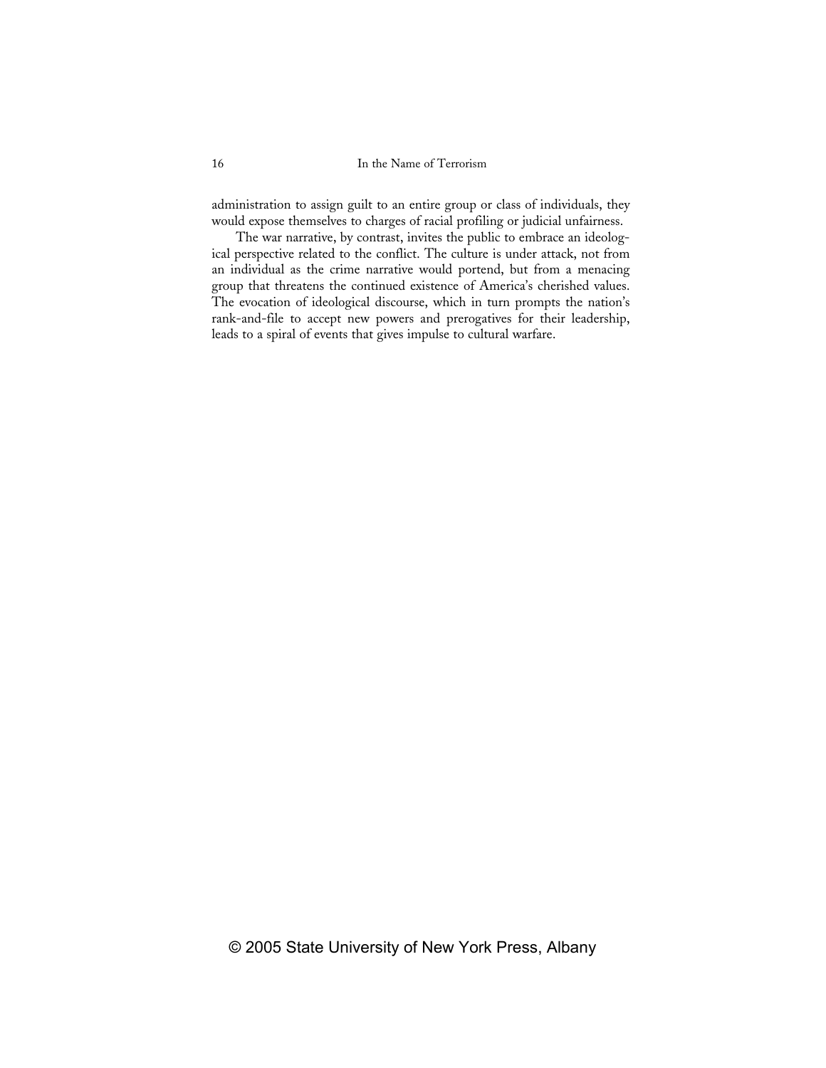administration to assign guilt to an entire group or class of individuals, they would expose themselves to charges of racial profiling or judicial unfairness.

The war narrative, by contrast, invites the public to embrace an ideological perspective related to the conflict. The culture is under attack, not from an individual as the crime narrative would portend, but from a menacing group that threatens the continued existence of America's cherished values. The evocation of ideological discourse, which in turn prompts the nation's rank-and-file to accept new powers and prerogatives for their leadership, leads to a spiral of events that gives impulse to cultural warfare.

© 2005 State University of New York Press, Albany